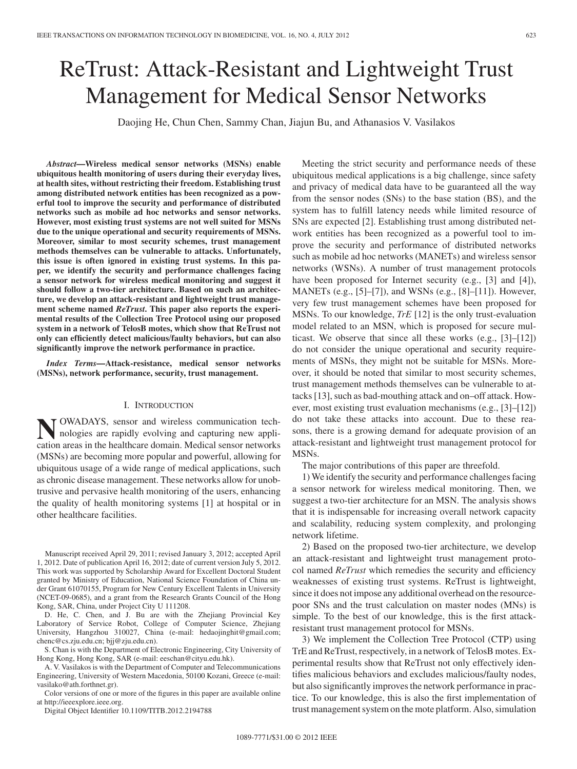# ReTrust: Attack-Resistant and Lightweight Trust Management for Medical Sensor Networks

Daojing He, Chun Chen, Sammy Chan, Jiajun Bu, and Athanasios V. Vasilakos

***Abstract*—Wireless medical sensor networks (MSNs) enable ubiquitous health monitoring of users during their everyday lives, at health sites, without restricting their freedom. Establishing trust among distributed network entities has been recognized as a powerful tool to improve the security and performance of distributed networks such as mobile ad hoc networks and sensor networks. However, most existing trust systems are not well suited for MSNs due to the unique operational and security requirements of MSNs. Moreover, similar to most security schemes, trust management methods themselves can be vulnerable to attacks. Unfortunately, this issue is often ignored in existing trust systems. In this paper, we identify the security and performance challenges facing a sensor network for wireless medical monitoring and suggest it should follow a two-tier architecture. Based on such an architecture, we develop an attack-resistant and lightweight trust management scheme named *ReTrust*. This paper also reports the experimental results of the Collection Tree Protocol using our proposed system in a network of TelosB motes, which show that ReTrust not only can efficiently detect malicious/faulty behaviors, but can also significantly improve the network performance in practice.**

***Index Terms*—Attack-resistance, medical sensor networks (MSNs), network performance, security, trust management.**

## I. Introduction

Nowadays, sensor and wireless communication technologies are rapidly evolving and capturing new application areas in the healthcare domain. Medical sensor networks (MSNs) are becoming more popular and powerful, allowing for ubiquitous usage of a wide range of medical applications, such as chronic disease management. These networks allow for unobtrusive and pervasive health monitoring of the users, enhancing the quality of health monitoring systems [1] at hospital or in other healthcare facilities.

Meeting the strict security and performance needs of these ubiquitous medical applications is a big challenge, since safety and privacy of medical data have to be guaranteed all the way from the sensor nodes (SNs) to the base station (BS), and the system has to fulfill latency needs while limited resource of SNs are expected [2]. Establishing trust among distributed network entities has been recognized as a powerful tool to improve the security and performance of distributed networks such as mobile ad hoc networks (MANETs) and wireless sensor networks (WSNs). A number of trust management protocols have been proposed for Internet security (e.g., [3] and [4]), MANETs (e.g., [5]–[7]), and WSNs (e.g., [8]–[11]). However, very few trust management schemes have been proposed for MSNs. To our knowledge, *TrE* [12] is the only trust-evaluation model related to an MSN, which is proposed for secure multicast. We observe that since all these works (e.g., [3]–[12]) do not consider the unique operational and security requirements of MSNs, they might not be suitable for MSNs. Moreover, it should be noted that similar to most security schemes, trust management methods themselves can be vulnerable to attacks [13], such as bad-mouthing attack and on–off attack. However, most existing trust evaluation mechanisms (e.g., [3]–[12]) do not take these attacks into account. Due to these reasons, there is a growing demand for adequate provision of an attack-resistant and lightweight trust management protocol for MSNs.

The major contributions of this paper are threefold.

1) We identify the security and performance challenges facing a sensor network for wireless medical monitoring. Then, we suggest a two-tier architecture for an MSN. The analysis shows that it is indispensable for increasing overall network capacity and scalability, reducing system complexity, and prolonging network lifetime.

2) Based on the proposed two-tier architecture, we develop an attack-resistant and lightweight trust management protocol named *ReTrust* which remedies the security and efficiency weaknesses of existing trust systems. ReTrust is lightweight, since it does not impose any additional overhead on the resource-poor SNs and the trust calculation on master nodes (MNs) is simple. To the best of our knowledge, this is the first attack-resistant trust management protocol for MSNs.

3) We implement the Collection Tree Protocol (CTP) using TrE and ReTrust, respectively, in a network of TelosB motes. Experimental results show that ReTrust not only effectively identifies malicious behaviors and excludes malicious/faulty nodes, but also significantly improves the network performance in practice. To our knowledge, this is also the first implementation of trust management system on the mote platform. Also, simulation

---

Manuscript received April 29, 2011; revised January 3, 2012; accepted April 1, 2012. Date of publication April 16, 2012; date of current version July 5, 2012. This work was supported by Scholarship Award for Excellent Doctoral Student granted by Ministry of Education, National Science Foundation of China under Grant 61070155, Program for New Century Excellent Talents in University (NCET-09-0685), and a grant from the Research Grants Council of the Hong Kong, SAR, China, under Project City U 111208.

D. He, C. Chen, and J. Bu are with the Zhejiang Provincial Key Laboratory of Service Robot, College of Computer Science, Zhejiang University, Hangzhou 310027, China (e-mail: hedaojinghit@gmail.com; chenc@cs.zju.edu.cn; bjj@zju.edu.cn).

S. Chan is with the Department of Electronic Engineering, City University of Hong Kong, Hong Kong, SAR (e-mail: eeschan@cityu.edu.hk).

A. V. Vasilakos is with the Department of Computer and Telecommunications Engineering, University of Western Macedonia, 50100 Kozani, Greece (e-mail: vasilako@ath.forthnet.gr).

Color versions of one or more of the figures in this paper are available online at http://ieeexplore.ieee.org.

Digital Object Identifier 10.1109/TITB.2012.2194788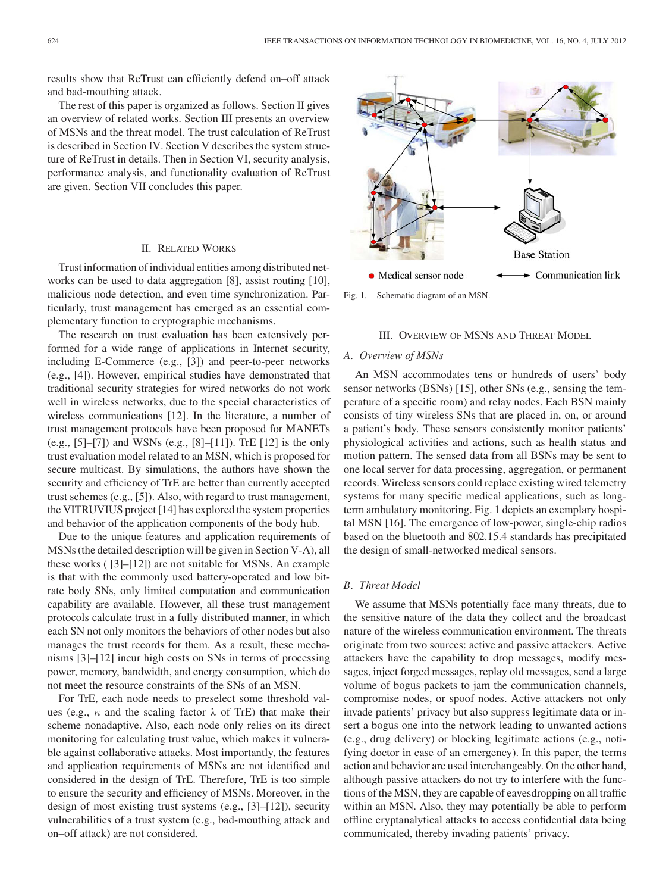results show that ReTrust can efficiently defend on–off attack and bad-mouthing attack.

The rest of this paper is organized as follows. Section II gives an overview of related works. Section III presents an overview of MSNs and the threat model. The trust calculation of ReTrust is described in Section IV. Section V describes the system structure of ReTrust in details. Then in Section VI, security analysis, performance analysis, and functionality evaluation of ReTrust are given. Section VII concludes this paper.

## II. Related Works

Trust information of individual entities among distributed networks can be used to data aggregation [8], assist routing [10], malicious node detection, and even time synchronization. Particularly, trust management has emerged as an essential complementary function to cryptographic mechanisms.

The research on trust evaluation has been extensively performed for a wide range of applications in Internet security, including E-Commerce (e.g., [3]) and peer-to-peer networks (e.g., [4]). However, empirical studies have demonstrated that traditional security strategies for wired networks do not work well in wireless networks, due to the special characteristics of wireless communications [12]. In the literature, a number of trust management protocols have been proposed for MANETs (e.g., [5]–[7]) and WSNs (e.g., [8]–[11]). TrE [12] is the only trust evaluation model related to an MSN, which is proposed for secure multicast. By simulations, the authors have shown the security and efficiency of TrE are better than currently accepted trust schemes (e.g., [5]). Also, with regard to trust management, the VITRUVIUS project [14] has explored the system properties and behavior of the application components of the body hub.

Due to the unique features and application requirements of MSNs (the detailed description will be given in Section V-A), all these works ( [3]–[12]) are not suitable for MSNs. An example is that with the commonly used battery-operated and low bitrate body SNs, only limited computation and communication capability are available. However, all these trust management protocols calculate trust in a fully distributed manner, in which each SN not only monitors the behaviors of other nodes but also manages the trust records for them. As a result, these mechanisms [3]–[12] incur high costs on SNs in terms of processing power, memory, bandwidth, and energy consumption, which do not meet the resource constraints of the SNs of an MSN.

For TrE, each node needs to preselect some threshold values (e.g., $\kappa$ and the scaling factor $\lambda$ of TrE) that make their scheme nonadaptive. Also, each node only relies on its direct monitoring for calculating trust value, which makes it vulnerable against collaborative attacks. Most importantly, the features and application requirements of MSNs are not identified and considered in the design of TrE. Therefore, TrE is too simple to ensure the security and efficiency of MSNs. Moreover, in the design of most existing trust systems (e.g., [3]–[12]), security vulnerabilities of a trust system (e.g., bad-mouthing attack and on–off attack) are not considered.

Base Station

● Medical sensor node ←→ Communication link

Fig. 1. Schematic diagram of an MSN.

## III. Overview of MSNs and Threat Model

### A. Overview of MSNs

An MSN accommodates tens or hundreds of users' body sensor networks (BSNs) [15], other SNs (e.g., sensing the temperature of a specific room) and relay nodes. Each BSN mainly consists of tiny wireless SNs that are placed in, on, or around a patient's body. These sensors consistently monitor patients' physiological activities and actions, such as health status and motion pattern. The sensed data from all BSNs may be sent to one local server for data processing, aggregation, or permanent records. Wireless sensors could replace existing wired telemetry systems for many specific medical applications, such as long-term ambulatory monitoring. Fig. 1 depicts an exemplary hospital MSN [16]. The emergence of low-power, single-chip radios based on the bluetooth and 802.15.4 standards has precipitated the design of small-networked medical sensors.

### B. Threat Model

We assume that MSNs potentially face many threats, due to the sensitive nature of the data they collect and the broadcast nature of the wireless communication environment. The threats originate from two sources: active and passive attackers. Active attackers have the capability to drop messages, modify messages, inject forged messages, replay old messages, send a large volume of bogus packets to jam the communication channels, compromise nodes, or spoof nodes. Active attackers not only invade patients' privacy but also suppress legitimate data or insert a bogus one into the network leading to unwanted actions (e.g., drug delivery) or blocking legitimate actions (e.g., notifying doctor in case of an emergency). In this paper, the terms action and behavior are used interchangeably. On the other hand, although passive attackers do not try to interfere with the functions of the MSN, they are capable of eavesdropping on all traffic within an MSN. Also, they may potentially be able to perform offline cryptanalytical attacks to access confidential data being communicated, thereby invading patients' privacy.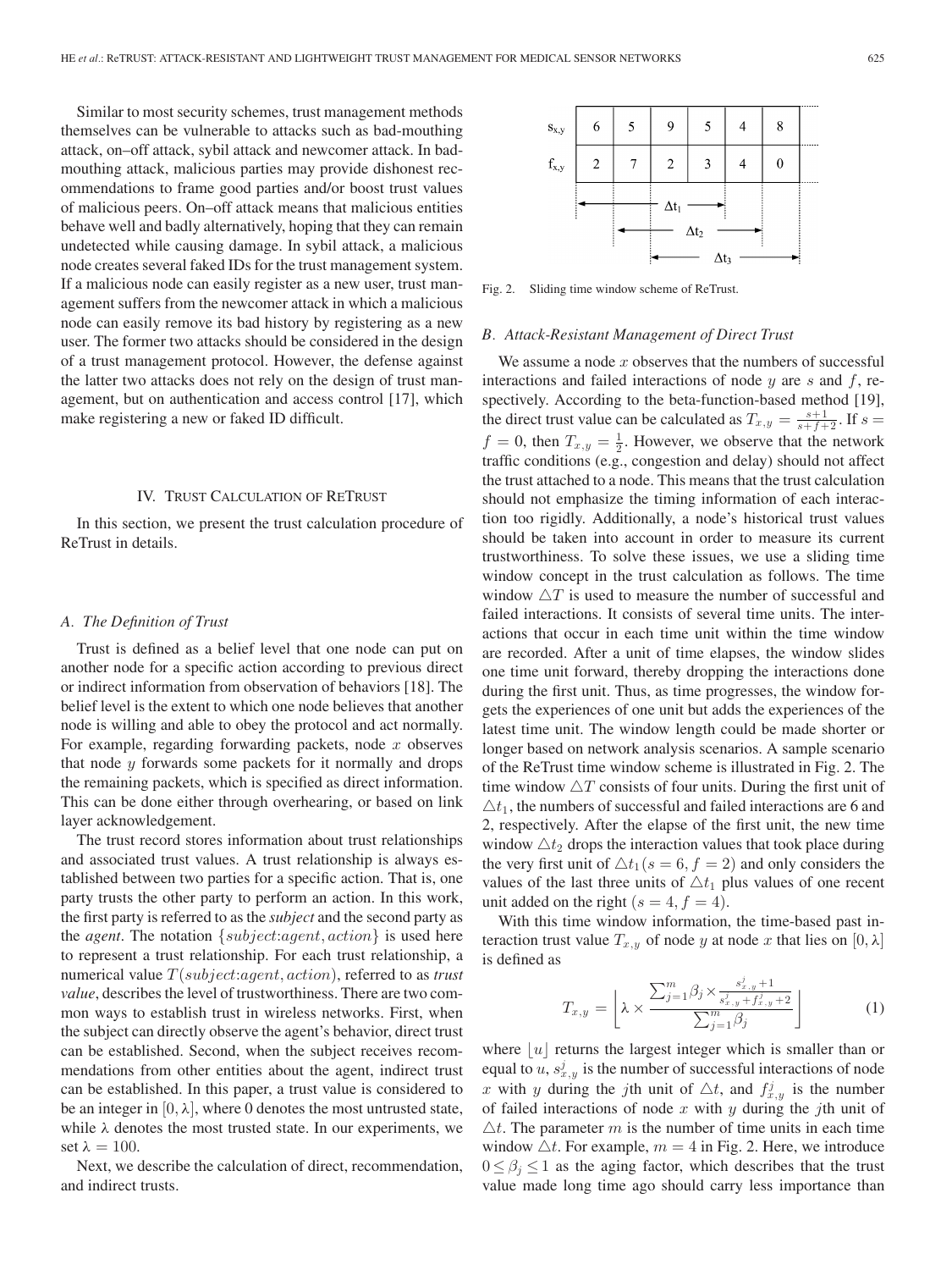Similar to most security schemes, trust management methods themselves can be vulnerable to attacks such as bad-mouthing attack, on–off attack, sybil attack and newcomer attack. In bad-mouthing attack, malicious parties may provide dishonest recommendations to frame good parties and/or boost trust values of malicious peers. On–off attack means that malicious entities behave well and badly alternatively, hoping that they can remain undetected while causing damage. In sybil attack, a malicious node creates several faked IDs for the trust management system. If a malicious node can easily register as a new user, trust management suffers from the newcomer attack in which a malicious node can easily remove its bad history by registering as a new user. The former two attacks should be considered in the design of a trust management protocol. However, the defense against the latter two attacks does not rely on the design of trust management, but on authentication and access control [17], which make registering a new or faked ID difficult.

## IV. Trust Calculation of ReTrust

In this section, we present the trust calculation procedure of ReTrust in details.

### A. The Definition of Trust

Trust is defined as a belief level that one node can put on another node for a specific action according to previous direct or indirect information from observation of behaviors [18]. The belief level is the extent to which one node believes that another node is willing and able to obey the protocol and act normally. For example, regarding forwarding packets, node $x$ observes that node $y$ forwards some packets for it normally and drops the remaining packets, which is specified as direct information. This can be done either through overhearing, or based on link layer acknowledgement.

The trust record stores information about trust relationships and associated trust values. A trust relationship is always established between two parties for a specific action. That is, one party trusts the other party to perform an action. In this work, the first party is referred to as the *subject* and the second party as the *agent*. The notation $\{subject{:}agent, action\}$ is used here to represent a trust relationship. For each trust relationship, a numerical value $T(subject{:}agent, action)$, referred to as *trust value*, describes the level of trustworthiness. There are two common ways to establish trust in wireless networks. First, when the subject can directly observe the agent's behavior, direct trust can be established. Second, when the subject receives recommendations from other entities about the agent, indirect trust can be established. In this paper, a trust value is considered to be an integer in $[0, \lambda]$, where 0 denotes the most untrusted state, while $\lambda$ denotes the most trusted state. In our experiments, we set $\lambda = 100$.

Next, we describe the calculation of direct, recommendation, and indirect trusts.

| $s_{x,y}$ | 6 | 5 | 9 | 5 | 4 | 8 |
|---|---|---|---|---|---|---|
| $f_{x,y}$ | 2 | 7 | 2 | 3 | 4 | 0 |

$\Delta t_1$, $\Delta t_2$, $\Delta t_3$

Fig. 2. Sliding time window scheme of ReTrust.

### B. Attack-Resistant Management of Direct Trust

We assume a node $x$ observes that the numbers of successful interactions and failed interactions of node $y$ are $s$ and $f$, respectively. According to the beta-function-based method [19], the direct trust value can be calculated as $T_{x,y} = \frac{s+1}{s+f+2}$. If $s = f = 0$, then $T_{x,y} = \frac{1}{2}$. However, we observe that the network traffic conditions (e.g., congestion and delay) should not affect the trust attached to a node. This means that the trust calculation should not emphasize the timing information of each interaction too rigidly. Additionally, a node's historical trust values should be taken into account in order to measure its current trustworthiness. To solve these issues, we use a sliding time window concept in the trust calculation as follows. The time window $\triangle T$ is used to measure the number of successful and failed interactions. It consists of several time units. The interactions that occur in each time unit within the time window are recorded. After a unit of time elapses, the window slides one time unit forward, thereby dropping the interactions done during the first unit. Thus, as time progresses, the window forgets the experiences of one unit but adds the experiences of the latest time unit. The window length could be made shorter or longer based on network analysis scenarios. A sample scenario of the ReTrust time window scheme is illustrated in Fig. 2. The time window $\triangle T$ consists of four units. During the first unit of $\triangle t_1$, the numbers of successful and failed interactions are 6 and 2, respectively. After the elapse of the first unit, the new time window $\triangle t_2$ drops the interaction values that took place during the very first unit of $\triangle t_1 (s = 6, f = 2)$ and only considers the values of the last three units of $\triangle t_1$ plus values of one recent unit added on the right $(s = 4, f = 4)$.

With this time window information, the time-based past interaction trust value $T_{x,y}$ of node $y$ at node $x$ that lies on $[0, \lambda]$ is defined as

$$T_{x,y} = \left\lfloor \lambda \times \frac{\sum_{j=1}^{m} \beta_j \times \frac{s_{x,y}^j + 1}{s_{x,y}^j + f_{x,y}^j + 2}}{\sum_{j=1}^{m} \beta_j} \right\rfloor \tag{1}$$

where $\lfloor u \rfloor$ returns the largest integer which is smaller than or equal to $u$, $s_{x,y}^j$ is the number of successful interactions of node $x$ with $y$ during the $j$th unit of $\triangle t$, and $f_{x,y}^j$ is the number of failed interactions of node $x$ with $y$ during the $j$th unit of $\triangle t$. The parameter $m$ is the number of time units in each time window $\triangle t$. For example, $m = 4$ in Fig. 2. Here, we introduce $0 \leq \beta_j \leq 1$ as the aging factor, which describes that the trust value made long time ago should carry less importance than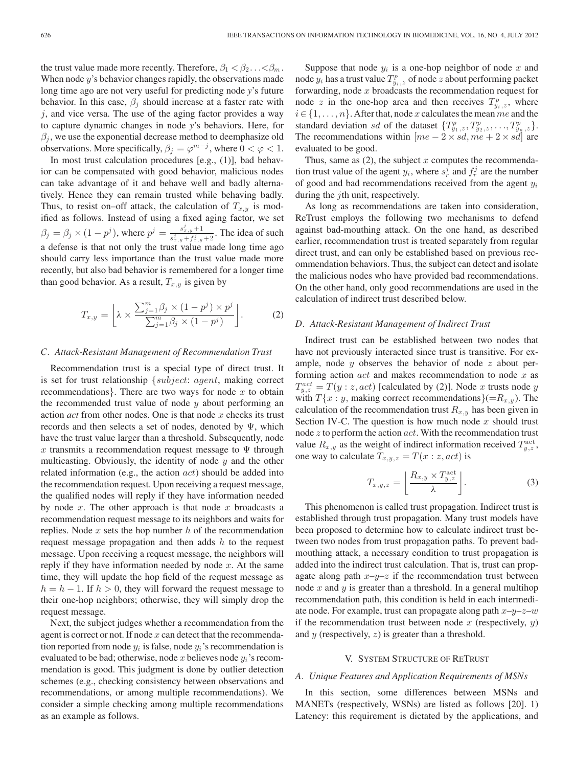the trust value made more recently. Therefore, $\beta_1 < \beta_2 \ldots < \beta_m$. When node $y$'s behavior changes rapidly, the observations made long time ago are not very useful for predicting node $y$'s future behavior. In this case, $\beta_j$ should increase at a faster rate with $j$, and vice versa. The use of the aging factor provides a way to capture dynamic changes in node $y$'s behaviors. Here, for $\beta_j$, we use the exponential decrease method to deemphasize old observations. More specifically, $\beta_j = \varphi^{m-j}$, where $0 < \varphi < 1$.

In most trust calculation procedures [e.g., (1)], bad behavior can be compensated with good behavior, malicious nodes can take advantage of it and behave well and badly alternatively. Hence they can remain trusted while behaving badly. Thus, to resist on–off attack, the calculation of $T_{x,y}$ is modified as follows. Instead of using a fixed aging factor, we set $\beta_j = \beta_j \times (1 - p^j)$, where $p^j = \frac{s^j_{x,y}+1}{s^j_{x,y}+f^j_{x,y}+2}$. The idea of such a defense is that not only the trust value made long time ago should carry less importance than the trust value made more recently, but also bad behavior is remembered for a longer time than good behavior. As a result, $T_{x,y}$ is given by

$$T_{x,y} = \left\lfloor \lambda \times \frac{\sum_{j=1}^{m} \beta_j \times (1-p^j) \times p^j}{\sum_{j=1}^{m} \beta_j \times (1-p^j)} \right\rfloor. \tag{2}$$

### C. Attack-Resistant Management of Recommendation Trust

Recommendation trust is a special type of direct trust. It is set for trust relationship {*subject*: *agent*, making correct recommendations}. There are two ways for node $x$ to obtain the recommended trust value of node $y$ about performing an action *act* from other nodes. One is that node $x$ checks its trust records and then selects a set of nodes, denoted by $\Psi$, which have the trust value larger than a threshold. Subsequently, node $x$ transmits a recommendation request message to $\Psi$ through multicasting. Obviously, the identity of node $y$ and the other related information (e.g., the action *act*) should be added into the recommendation request. Upon receiving a request message, the qualified nodes will reply if they have information needed by node $x$. The other approach is that node $x$ broadcasts a recommendation request message to its neighbors and waits for replies. Node $x$ sets the hop number $h$ of the recommendation request message propagation and then adds $h$ to the request message. Upon receiving a request message, the neighbors will reply if they have information needed by node $x$. At the same time, they will update the hop field of the request message as $h = h - 1$. If $h > 0$, they will forward the request message to their one-hop neighbors; otherwise, they will simply drop the request message.

Next, the subject judges whether a recommendation from the agent is correct or not. If node $x$ can detect that the recommendation reported from node $y_i$ is false, node $y_i$'s recommendation is evaluated to be bad; otherwise, node $x$ believes node $y_i$'s recommendation is good. This judgment is done by outlier detection schemes (e.g., checking consistency between observations and recommendations, or among multiple recommendations). We consider a simple checking among multiple recommendations as an example as follows.

Suppose that node $y_i$ is a one-hop neighbor of node $x$ and node $y_i$ has a trust value $T^p_{y_i,z}$ of node $z$ about performing packet forwarding, node $x$ broadcasts the recommendation request for node $z$ in the one-hop area and then receives $T^p_{y_i,z}$, where $i \in \{1, \ldots, n\}$. After that, node $x$ calculates the mean $me$ and the standard deviation $sd$ of the dataset $\{T^p_{y_1,z}, T^p_{y_2,z}, \ldots, T^p_{y_n,z}\}$. The recommendations within $[me - 2 \times sd, me + 2 \times sd]$ are evaluated to be good.

Thus, same as (2), the subject $x$ computes the recommendation trust value of the agent $y_i$, where $s^j_r$ and $f^j_r$ are the number of good and bad recommendations received from the agent $y_i$ during the $j$th unit, respectively.

As long as recommendations are taken into consideration, ReTrust employs the following two mechanisms to defend against bad-mouthing attack. On the one hand, as described earlier, recommendation trust is treated separately from regular direct trust, and can only be established based on previous recommendation behaviors. Thus, the subject can detect and isolate the malicious nodes who have provided bad recommendations. On the other hand, only good recommendations are used in the calculation of indirect trust described below.

### D. Attack-Resistant Management of Indirect Trust

Indirect trust can be established between two nodes that have not previously interacted since trust is transitive. For example, node $y$ observes the behavior of node $z$ about performing action $act$ and makes recommendation to node $x$ as $T^{act}_{y,z} = T(y : z, act)$ [calculated by (2)]. Node $x$ trusts node $y$ with $T\{x : y$, making correct recommendations$\}(= R_{x,y})$. The calculation of the recommendation trust $R_{x,y}$ has been given in Section IV-C. The question is how much node $x$ should trust node $z$ to perform the action $act$. With the recommendation trust value $R_{x,y}$ as the weight of indirect information received $T^{\text{act}}_{y,z}$, one way to calculate $T_{x,y,z} = T(x : z, act)$ is

$$T_{x,y,z} = \left\lfloor \frac{R_{x,y} \times T^{\text{act}}_{y,z}}{\lambda} \right\rfloor. \tag{3}$$

This phenomenon is called trust propagation. Indirect trust is established through trust propagation. Many trust models have been proposed to determine how to calculate indirect trust between two nodes from trust propagation paths. To prevent bad-mouthing attack, a necessary condition to trust propagation is added into the indirect trust calculation. That is, trust can propagate along path $x$–$y$–$z$ if the recommendation trust between node $x$ and $y$ is greater than a threshold. In a general multihop recommendation path, this condition is held in each intermediate node. For example, trust can propagate along path $x$–$y$–$z$–$w$ if the recommendation trust between node $x$ (respectively, $y$) and $y$ (respectively, $z$) is greater than a threshold.

## V. System Structure of ReTrust

### A. Unique Features and Application Requirements of MSNs

In this section, some differences between MSNs and MANETs (respectively, WSNs) are listed as follows [20]. 1) Latency: this requirement is dictated by the applications, and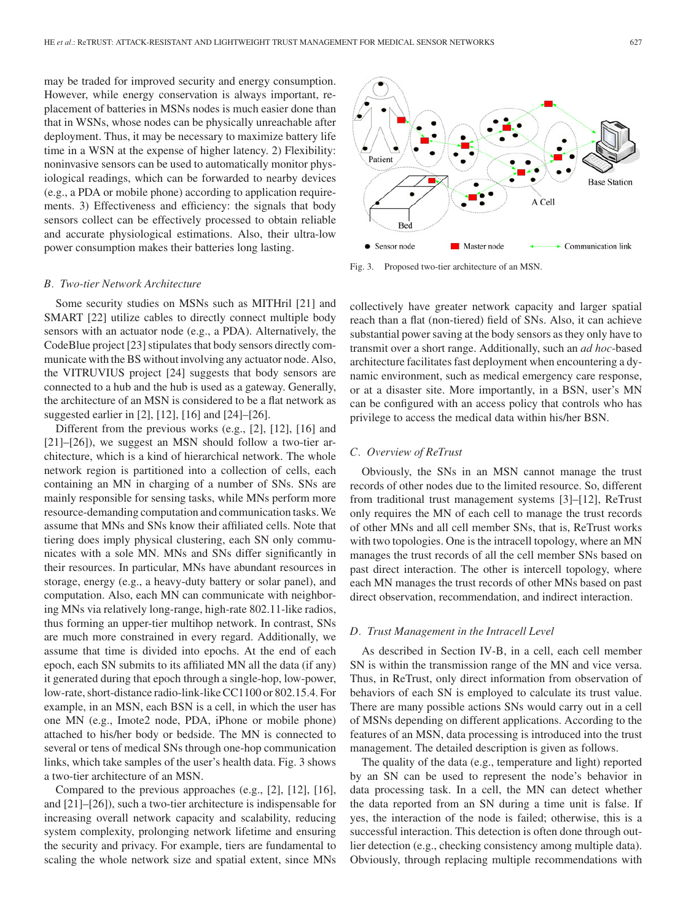may be traded for improved security and energy consumption. However, while energy conservation is always important, replacement of batteries in MSNs nodes is much easier done than that in WSNs, whose nodes can be physically unreachable after deployment. Thus, it may be necessary to maximize battery life time in a WSN at the expense of higher latency. 2) Flexibility: noninvasive sensors can be used to automatically monitor physiological readings, which can be forwarded to nearby devices (e.g., a PDA or mobile phone) according to application requirements. 3) Effectiveness and efficiency: the signals that body sensors collect can be effectively processed to obtain reliable and accurate physiological estimations. Also, their ultra-low power consumption makes their batteries long lasting.

### B. Two-tier Network Architecture

Some security studies on MSNs such as MITHril [21] and SMART [22] utilize cables to directly connect multiple body sensors with an actuator node (e.g., a PDA). Alternatively, the CodeBlue project [23] stipulates that body sensors directly communicate with the BS without involving any actuator node. Also, the VITRUVIUS project [24] suggests that body sensors are connected to a hub and the hub is used as a gateway. Generally, the architecture of an MSN is considered to be a flat network as suggested earlier in [2], [12], [16] and [24]–[26].

Different from the previous works (e.g., [2], [12], [16] and [21]–[26]), we suggest an MSN should follow a two-tier architecture, which is a kind of hierarchical network. The whole network region is partitioned into a collection of cells, each containing an MN in charging of a number of SNs. SNs are mainly responsible for sensing tasks, while MNs perform more resource-demanding computation and communication tasks. We assume that MNs and SNs know their affiliated cells. Note that tiering does imply physical clustering, each SN only communicates with a sole MN. MNs and SNs differ significantly in their resources. In particular, MNs have abundant resources in storage, energy (e.g., a heavy-duty battery or solar panel), and computation. Also, each MN can communicate with neighboring MNs via relatively long-range, high-rate 802.11-like radios, thus forming an upper-tier multihop network. In contrast, SNs are much more constrained in every regard. Additionally, we assume that time is divided into epochs. At the end of each epoch, each SN submits to its affiliated MN all the data (if any) it generated during that epoch through a single-hop, low-power, low-rate, short-distance radio-link-like CC1100 or 802.15.4. For example, in an MSN, each BSN is a cell, in which the user has one MN (e.g., Imote2 node, PDA, iPhone or mobile phone) attached to his/her body or bedside. The MN is connected to several or tens of medical SNs through one-hop communication links, which take samples of the user's health data. Fig. 3 shows a two-tier architecture of an MSN.

Patient

Bed

A Cell

Base Station

Sensor node

Master node

Communication link

Fig. 3. Proposed two-tier architecture of an MSN.

Compared to the previous approaches (e.g., [2], [12], [16], and [21]–[26]), such a two-tier architecture is indispensable for increasing overall network capacity and scalability, reducing system complexity, prolonging network lifetime and ensuring the security and privacy. For example, tiers are fundamental to scaling the whole network size and spatial extent, since MNs collectively have greater network capacity and larger spatial reach than a flat (non-tiered) field of SNs. Also, it can achieve substantial power saving at the body sensors as they only have to transmit over a short range. Additionally, such an *ad hoc*-based architecture facilitates fast deployment when encountering a dynamic environment, such as medical emergency care response, or at a disaster site. More importantly, in a BSN, user's MN can be configured with an access policy that controls who has privilege to access the medical data within his/her BSN.

### C. Overview of ReTrust

Obviously, the SNs in an MSN cannot manage the trust records of other nodes due to the limited resource. So, different from traditional trust management systems [3]–[12], ReTrust only requires the MN of each cell to manage the trust records of other MNs and all cell member SNs, that is, ReTrust works with two topologies. One is the intracell topology, where an MN manages the trust records of all the cell member SNs based on past direct interaction. The other is intercell topology, where each MN manages the trust records of other MNs based on past direct observation, recommendation, and indirect interaction.

### D. Trust Management in the Intracell Level

As described in Section IV-B, in a cell, each cell member SN is within the transmission range of the MN and vice versa. Thus, in ReTrust, only direct information from observation of behaviors of each SN is employed to calculate its trust value. There are many possible actions SNs would carry out in a cell of MSNs depending on different applications. According to the features of an MSN, data processing is introduced into the trust management. The detailed description is given as follows.

The quality of the data (e.g., temperature and light) reported by an SN can be used to represent the node's behavior in data processing task. In a cell, the MN can detect whether the data reported from an SN during a time unit is false. If yes, the interaction of the node is failed; otherwise, this is a successful interaction. This detection is often done through outlier detection (e.g., checking consistency among multiple data). Obviously, through replacing multiple recommendations with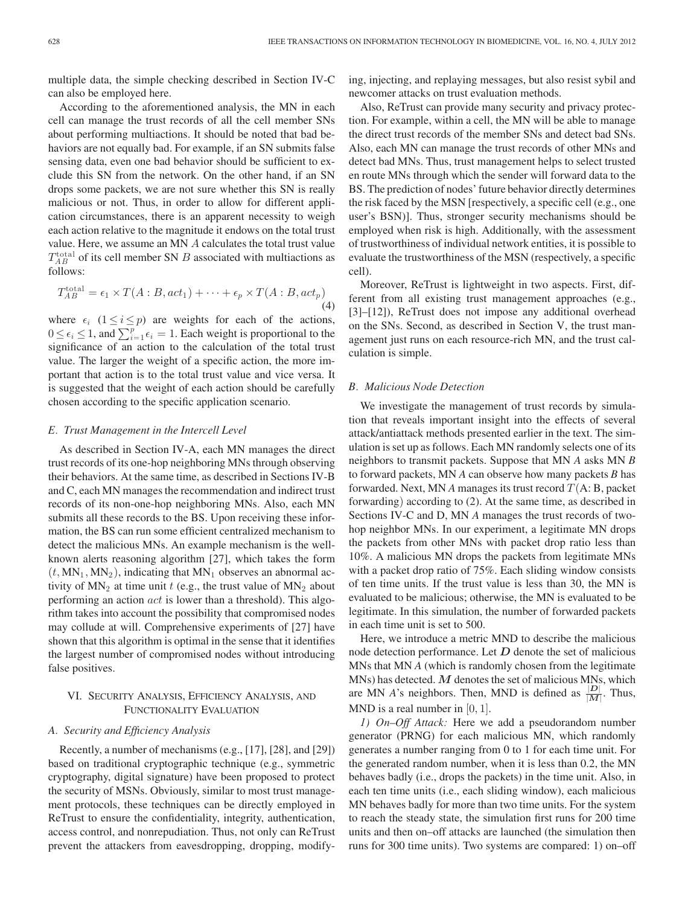multiple data, the simple checking described in Section IV-C can also be employed here.

According to the aforementioned analysis, the MN in each cell can manage the trust records of all the cell member SNs about performing multiactions. It should be noted that bad behaviors are not equally bad. For example, if an SN submits false sensing data, even one bad behavior should be sufficient to exclude this SN from the network. On the other hand, if an SN drops some packets, we are not sure whether this SN is really malicious or not. Thus, in order to allow for different application circumstances, there is an apparent necessity to weigh each action relative to the magnitude it endows on the total trust value. Here, we assume an MN $A$ calculates the total trust value $T_{AB}^{\text{total}}$ of its cell member SN $B$ associated with multiactions as follows:

$$T_{AB}^{\text{total}} = \epsilon_1 \times T(A:B, act_1) + \cdots + \epsilon_p \times T(A:B, act_p) \tag{4}$$

where $\epsilon_i$ $(1 \le i \le p)$ are weights for each of the actions, $0 \le \epsilon_i \le 1$, and $\sum_{i=1}^{p} \epsilon_i = 1$. Each weight is proportional to the significance of an action to the calculation of the total trust value. The larger the weight of a specific action, the more important that action is to the total trust value and vice versa. It is suggested that the weight of each action should be carefully chosen according to the specific application scenario.

### *E. Trust Management in the Intercell Level*

As described in Section IV-A, each MN manages the direct trust records of its one-hop neighboring MNs through observing their behaviors. At the same time, as described in Sections IV-B and C, each MN manages the recommendation and indirect trust records of its non-one-hop neighboring MNs. Also, each MN submits all these records to the BS. Upon receiving these information, the BS can run some efficient centralized mechanism to detect the malicious MNs. An example mechanism is the well-known alerts reasoning algorithm [27], which takes the form $(t, \text{MN}_1, \text{MN}_2)$, indicating that $\text{MN}_1$ observes an abnormal activity of $\text{MN}_2$ at time unit $t$ (e.g., the trust value of $\text{MN}_2$ about performing an action $act$ is lower than a threshold). This algorithm takes into account the possibility that compromised nodes may collude at will. Comprehensive experiments of [27] have shown that this algorithm is optimal in the sense that it identifies the largest number of compromised nodes without introducing false positives.

## VI. Security Analysis, Efficiency Analysis, and Functionality Evaluation

### *A. Security and Efficiency Analysis*

Recently, a number of mechanisms (e.g., [17], [28], and [29]) based on traditional cryptographic technique (e.g., symmetric cryptography, digital signature) have been proposed to protect the security of MSNs. Obviously, similar to most trust management protocols, these techniques can be directly employed in ReTrust to ensure the confidentiality, integrity, authentication, access control, and nonrepudiation. Thus, not only can ReTrust prevent the attackers from eavesdropping, dropping, modifying, injecting, and replaying messages, but also resist sybil and newcomer attacks on trust evaluation methods.

Also, ReTrust can provide many security and privacy protection. For example, within a cell, the MN will be able to manage the direct trust records of the member SNs and detect bad SNs. Also, each MN can manage the trust records of other MNs and detect bad MNs. Thus, trust management helps to select trusted en route MNs through which the sender will forward data to the BS. The prediction of nodes' future behavior directly determines the risk faced by the MSN [respectively, a specific cell (e.g., one user's BSN)]. Thus, stronger security mechanisms should be employed when risk is high. Additionally, with the assessment of trustworthiness of individual network entities, it is possible to evaluate the trustworthiness of the MSN (respectively, a specific cell).

Moreover, ReTrust is lightweight in two aspects. First, different from all existing trust management approaches (e.g., [3]–[12]), ReTrust does not impose any additional overhead on the SNs. Second, as described in Section V, the trust management just runs on each resource-rich MN, and the trust calculation is simple.

### *B. Malicious Node Detection*

We investigate the management of trust records by simulation that reveals important insight into the effects of several attack/antiattack methods presented earlier in the text. The simulation is set up as follows. Each MN randomly selects one of its neighbors to transmit packets. Suppose that MN *A* asks MN *B* to forward packets, MN *A* can observe how many packets *B* has forwarded. Next, MN *A* manages its trust record $T(\text{A: B, packet forwarding})$ according to (2). At the same time, as described in Sections IV-C and D, MN *A* manages the trust records of two-hop neighbor MNs. In our experiment, a legitimate MN drops the packets from other MNs with packet drop ratio less than 10%. A malicious MN drops the packets from legitimate MNs with a packet drop ratio of 75%. Each sliding window consists of ten time units. If the trust value is less than 30, the MN is evaluated to be malicious; otherwise, the MN is evaluated to be legitimate. In this simulation, the number of forwarded packets in each time unit is set to 500.

Here, we introduce a metric MND to describe the malicious node detection performance. Let $\boldsymbol{D}$ denote the set of malicious MNs that MN *A* (which is randomly chosen from the legitimate MNs) has detected. $\boldsymbol{M}$ denotes the set of malicious MNs, which are MN *A*'s neighbors. Then, MND is defined as $\frac{|\boldsymbol{D}|}{|\boldsymbol{M}|}$. Thus, MND is a real number in $[0, 1]$.

*1) On–Off Attack:* Here we add a pseudorandom number generator (PRNG) for each malicious MN, which randomly generates a number ranging from 0 to 1 for each time unit. For the generated random number, when it is less than 0.2, the MN behaves badly (i.e., drops the packets) in the time unit. Also, in each ten time units (i.e., each sliding window), each malicious MN behaves badly for more than two time units. For the system to reach the steady state, the simulation first runs for 200 time units and then on–off attacks are launched (the simulation then runs for 300 time units). Two systems are compared: 1) on–off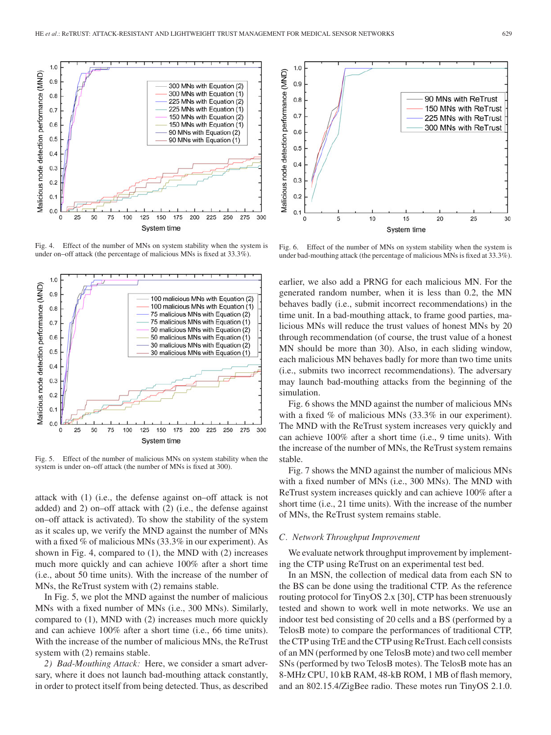Fig. 4. Effect of the number of MNs on system stability when the system is under on–off attack (the percentage of malicious MNs is fixed at 33.3%).

Fig. 5. Effect of the number of malicious MNs on system stability when the system is under on–off attack (the number of MNs is fixed at 300).

attack with (1) (i.e., the defense against on–off attack is not added) and 2) on–off attack with (2) (i.e., the defense against on–off attack is activated). To show the stability of the system as it scales up, we verify the MND against the number of MNs with a fixed % of malicious MNs (33.3% in our experiment). As shown in Fig. 4, compared to (1), the MND with (2) increases much more quickly and can achieve 100% after a short time (i.e., about 50 time units). With the increase of the number of MNs, the ReTrust system with (2) remains stable.

In Fig. 5, we plot the MND against the number of malicious MNs with a fixed number of MNs (i.e., 300 MNs). Similarly, compared to (1), MND with (2) increases much more quickly and can achieve 100% after a short time (i.e., 66 time units). With the increase of the number of malicious MNs, the ReTrust system with (2) remains stable.

*2) Bad-Mouthing Attack:* Here, we consider a smart adversary, where it does not launch bad-mouthing attack constantly, in order to protect itself from being detected. Thus, as described earlier, we also add a PRNG for each malicious MN. For the generated random number, when it is less than 0.2, the MN behaves badly (i.e., submit incorrect recommendations) in the time unit. In a bad-mouthing attack, to frame good parties, malicious MNs will reduce the trust values of honest MNs by 20 through recommendation (of course, the trust value of a honest MN should be more than 30). Also, in each sliding window, each malicious MN behaves badly for more than two time units (i.e., submits two incorrect recommendations). The adversary may launch bad-mouthing attacks from the beginning of the simulation.

Fig. 6. Effect of the number of MNs on system stability when the system is under bad-mouthing attack (the percentage of malicious MNs is fixed at 33.3%).

Fig. 6 shows the MND against the number of malicious MNs with a fixed % of malicious MNs (33.3% in our experiment). The MND with the ReTrust system increases very quickly and can achieve 100% after a short time (i.e., 9 time units). With the increase of the number of MNs, the ReTrust system remains stable.

Fig. 7 shows the MND against the number of malicious MNs with a fixed number of MNs (i.e., 300 MNs). The MND with ReTrust system increases quickly and can achieve 100% after a short time (i.e., 21 time units). With the increase of the number of MNs, the ReTrust system remains stable.

### *C. Network Throughput Improvement*

We evaluate network throughput improvement by implementing the CTP using ReTrust on an experimental test bed.

In an MSN, the collection of medical data from each SN to the BS can be done using the traditional CTP. As the reference routing protocol for TinyOS 2.x [30], CTP has been strenuously tested and shown to work well in mote networks. We use an indoor test bed consisting of 20 cells and a BS (performed by a TelosB mote) to compare the performances of traditional CTP, the CTP using TrE and the CTP using ReTrust. Each cell consists of an MN (performed by one TelosB mote) and two cell member SNs (performed by two TelosB motes). The TelosB mote has an 8-MHz CPU, 10 kB RAM, 48-kB ROM, 1 MB of flash memory, and an 802.15.4/ZigBee radio. These motes run TinyOS 2.1.0.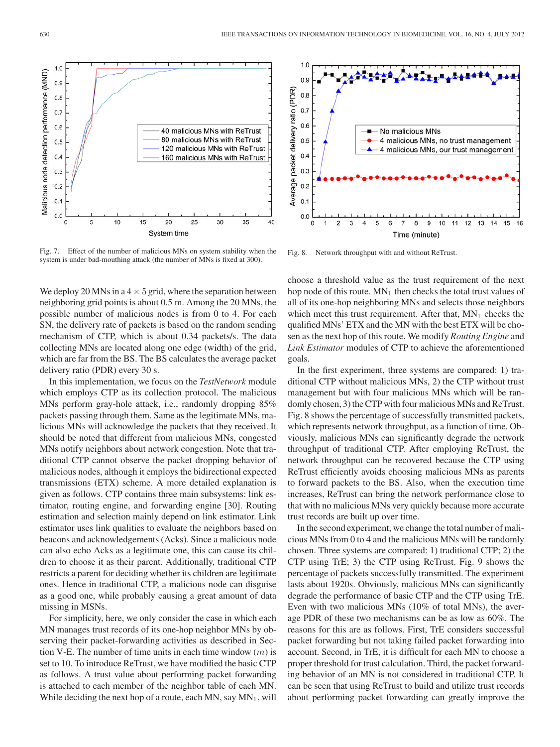Fig. 7. Effect of the number of malicious MNs on system stability when the system is under bad-mouthing attack (the number of MNs is fixed at 300).

Fig. 8. Network throughput with and without ReTrust.

We deploy 20 MNs in a $4 \times 5$ grid, where the separation between neighboring grid points is about 0.5 m. Among the 20 MNs, the possible number of malicious nodes is from 0 to 4. For each SN, the delivery rate of packets is based on the random sending mechanism of CTP, which is about 0.34 packets/s. The data collecting MNs are located along one edge (width) of the grid, which are far from the BS. The BS calculates the average packet delivery ratio (PDR) every 30 s.

In this implementation, we focus on the *TestNetwork* module which employs CTP as its collection protocol. The malicious MNs perform gray-hole attack, i.e., randomly dropping 85% packets passing through them. Same as the legitimate MNs, malicious MNs will acknowledge the packets that they received. It should be noted that different from malicious MNs, congested MNs notify neighbors about network congestion. Note that traditional CTP cannot observe the packet dropping behavior of malicious nodes, although it employs the bidirectional expected transmissions (ETX) scheme. A more detailed explanation is given as follows. CTP contains three main subsystems: link estimator, routing engine, and forwarding engine [30]. Routing estimation and selection mainly depend on link estimator. Link estimator uses link qualities to evaluate the neighbors based on beacons and acknowledgements (Acks). Since a malicious node can also echo Acks as a legitimate one, this can cause its children to choose it as their parent. Additionally, traditional CTP restricts a parent for deciding whether its children are legitimate ones. Hence in traditional CTP, a malicious node can disguise as a good one, while probably causing a great amount of data missing in MSNs.

For simplicity, here, we only consider the case in which each MN manages trust records of its one-hop neighbor MNs by observing their packet-forwarding activities as described in Section V-E. The number of time units in each time window ($m$) is set to 10. To introduce ReTrust, we have modified the basic CTP as follows. A trust value about performing packet forwarding is attached to each member of the neighbor table of each MN. While deciding the next hop of a route, each MN, say $MN_1$, will choose a threshold value as the trust requirement of the next hop node of this route. $MN_1$ then checks the total trust values of all of its one-hop neighboring MNs and selects those neighbors which meet this trust requirement. After that, $MN_1$ checks the qualified MNs' ETX and the MN with the best ETX will be chosen as the next hop of this route. We modify *Routing Engine* and *Link Estimator* modules of CTP to achieve the aforementioned goals.

In the first experiment, three systems are compared: 1) traditional CTP without malicious MNs, 2) the CTP without trust management but with four malicious MNs which will be randomly chosen, 3) the CTP with four malicious MNs and ReTrust. Fig. 8 shows the percentage of successfully transmitted packets, which represents network throughput, as a function of time. Obviously, malicious MNs can significantly degrade the network throughput of traditional CTP. After employing ReTrust, the network throughput can be recovered because the CTP using ReTrust efficiently avoids choosing malicious MNs as parents to forward packets to the BS. Also, when the execution time increases, ReTrust can bring the network performance close to that with no malicious MNs very quickly because more accurate trust records are built up over time.

In the second experiment, we change the total number of malicious MNs from 0 to 4 and the malicious MNs will be randomly chosen. Three systems are compared: 1) traditional CTP; 2) the CTP using TrE; 3) the CTP using ReTrust. Fig. 9 shows the percentage of packets successfully transmitted. The experiment lasts about 1920s. Obviously, malicious MNs can significantly degrade the performance of basic CTP and the CTP using TrE. Even with two malicious MNs (10% of total MNs), the average PDR of these two mechanisms can be as low as 60%. The reasons for this are as follows. First, TrE considers successful packet forwarding but not taking failed packet forwarding into account. Second, in TrE, it is difficult for each MN to choose a proper threshold for trust calculation. Third, the packet forwarding behavior of an MN is not considered in traditional CTP. It can be seen that using ReTrust to build and utilize trust records about performing packet forwarding can greatly improve the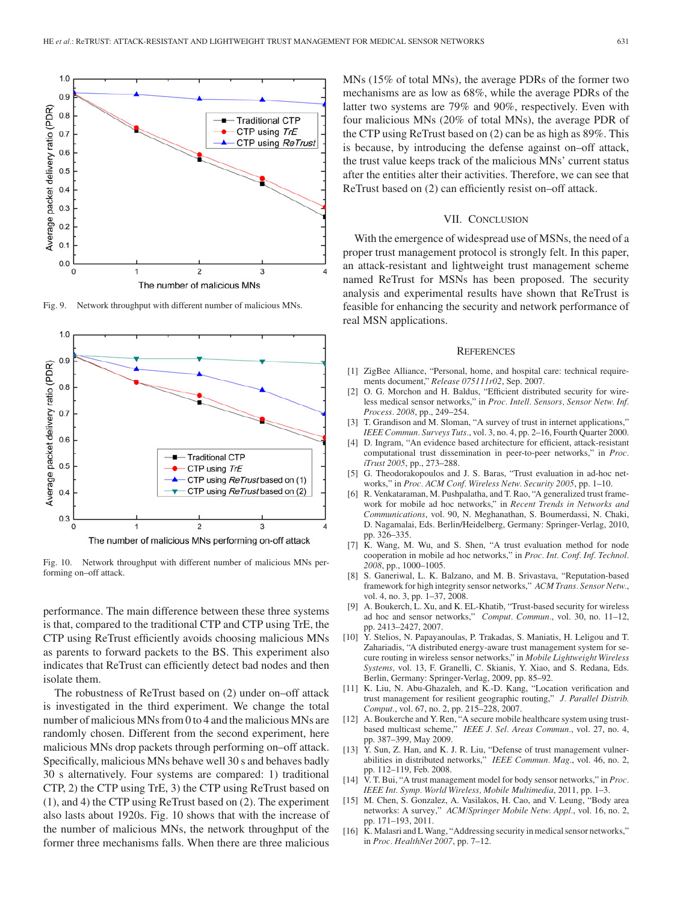Fig. 9. Network throughput with different number of malicious MNs.

Fig. 10. Network throughput with different number of malicious MNs performing on–off attack.

performance. The main difference between these three systems is that, compared to the traditional CTP and CTP using TrE, the CTP using ReTrust efficiently avoids choosing malicious MNs as parents to forward packets to the BS. This experiment also indicates that ReTrust can efficiently detect bad nodes and then isolate them.

The robustness of ReTrust based on (2) under on–off attack is investigated in the third experiment. We change the total number of malicious MNs from 0 to 4 and the malicious MNs are randomly chosen. Different from the second experiment, here malicious MNs drop packets through performing on–off attack. Specifically, malicious MNs behave well 30 s and behaves badly 30 s alternatively. Four systems are compared: 1) traditional CTP, 2) the CTP using TrE, 3) the CTP using ReTrust based on (1), and 4) the CTP using ReTrust based on (2). The experiment also lasts about 1920s. Fig. 10 shows that with the increase of the number of malicious MNs, the network throughput of the former three mechanisms falls. When there are three malicious MNs (15% of total MNs), the average PDRs of the former two mechanisms are as low as 68%, while the average PDRs of the latter two systems are 79% and 90%, respectively. Even with four malicious MNs (20% of total MNs), the average PDR of the CTP using ReTrust based on (2) can be as high as 89%. This is because, by introducing the defense against on–off attack, the trust value keeps track of the malicious MNs' current status after the entities alter their activities. Therefore, we can see that ReTrust based on (2) can efficiently resist on–off attack.

## VII. Conclusion

With the emergence of widespread use of MSNs, the need of a proper trust management protocol is strongly felt. In this paper, an attack-resistant and lightweight trust management scheme named ReTrust for MSNs has been proposed. The security analysis and experimental results have shown that ReTrust is feasible for enhancing the security and network performance of real MSN applications.

## References

[1] ZigBee Alliance, "Personal, home, and hospital care: technical requirements document," *Release 075111r02*, Sep. 2007.

[2] O. G. Morchon and H. Baldus, "Efficient distributed security for wireless medical sensor networks," in *Proc. Intell. Sensors, Sensor Netw. Inf. Process. 2008*, pp., 249–254.

[3] T. Grandison and M. Sloman, "A survey of trust in internet applications," *IEEE Commun. Surveys Tuts.*, vol. 3, no. 4, pp. 2–16, Fourth Quarter 2000.

[4] D. Ingram, "An evidence based architecture for efficient, attack-resistant computational trust dissemination in peer-to-peer networks," in *Proc. iTrust 2005*, pp., 273–288.

[5] G. Theodorakopoulos and J. S. Baras, "Trust evaluation in ad-hoc networks," in *Proc. ACM Conf. Wireless Netw. Security 2005*, pp. 1–10.

[6] R. Venkataraman, M. Pushpalatha, and T. Rao, "A generalized trust framework for mobile ad hoc networks," in *Recent Trends in Networks and Communications*, vol. 90, N. Meghanathan, S. Boumerdassi, N. Chaki, D. Nagamalai, Eds. Berlin/Heidelberg, Germany: Springer-Verlag, 2010, pp. 326–335.

[7] K. Wang, M. Wu, and S. Shen, "A trust evaluation method for node cooperation in mobile ad hoc networks," in *Proc. Int. Conf. Inf. Technol. 2008*, pp., 1000–1005.

[8] S. Ganeriwal, L. K. Balzano, and M. B. Srivastava, "Reputation-based framework for high integrity sensor networks," *ACM Trans. Sensor Netw.*, vol. 4, no. 3, pp. 1–37, 2008.

[9] A. Boukerch, L. Xu, and K. EL-Khatib, "Trust-based security for wireless ad hoc and sensor networks," *Comput. Commun.*, vol. 30, no. 11–12, pp. 2413–2427, 2007.

[10] Y. Stelios, N. Papayanoulas, P. Trakadas, S. Maniatis, H. Leligou and T. Zahariadis, "A distributed energy-aware trust management system for secure routing in wireless sensor networks," in *Mobile Lightweight Wireless Systems*, vol. 13, F. Granelli, C. Skianis, Y. Xiao, and S. Redana, Eds. Berlin, Germany: Springer-Verlag, 2009, pp. 85–92.

[11] K. Liu, N. Abu-Ghazaleh, and K.-D. Kang, "Location verification and trust management for resilient geographic routing," *J. Parallel Distrib. Comput.*, vol. 67, no. 2, pp. 215–228, 2007.

[12] A. Boukerche and Y. Ren, "A secure mobile healthcare system using trust-based multicast scheme," *IEEE J. Sel. Areas Commun.*, vol. 27, no. 4, pp. 387–399, May 2009.

[13] Y. Sun, Z. Han, and K. J. R. Liu, "Defense of trust management vulnerabilities in distributed networks," *IEEE Commun. Mag.*, vol. 46, no. 2, pp. 112–119, Feb. 2008.

[14] V. T. Bui, "A trust management model for body sensor networks," in *Proc. IEEE Int. Symp. World Wireless, Mobile Multimedia*, 2011, pp. 1–3.

[15] M. Chen, S. Gonzalez, A. Vasilakos, H. Cao, and V. Leung, "Body area networks: A survey," *ACM/Springer Mobile Netw. Appl.*, vol. 16, no. 2, pp. 171–193, 2011.

[16] K. Malasri and L Wang, "Addressing security in medical sensor networks," in *Proc. HealthNet 2007*, pp. 7–12.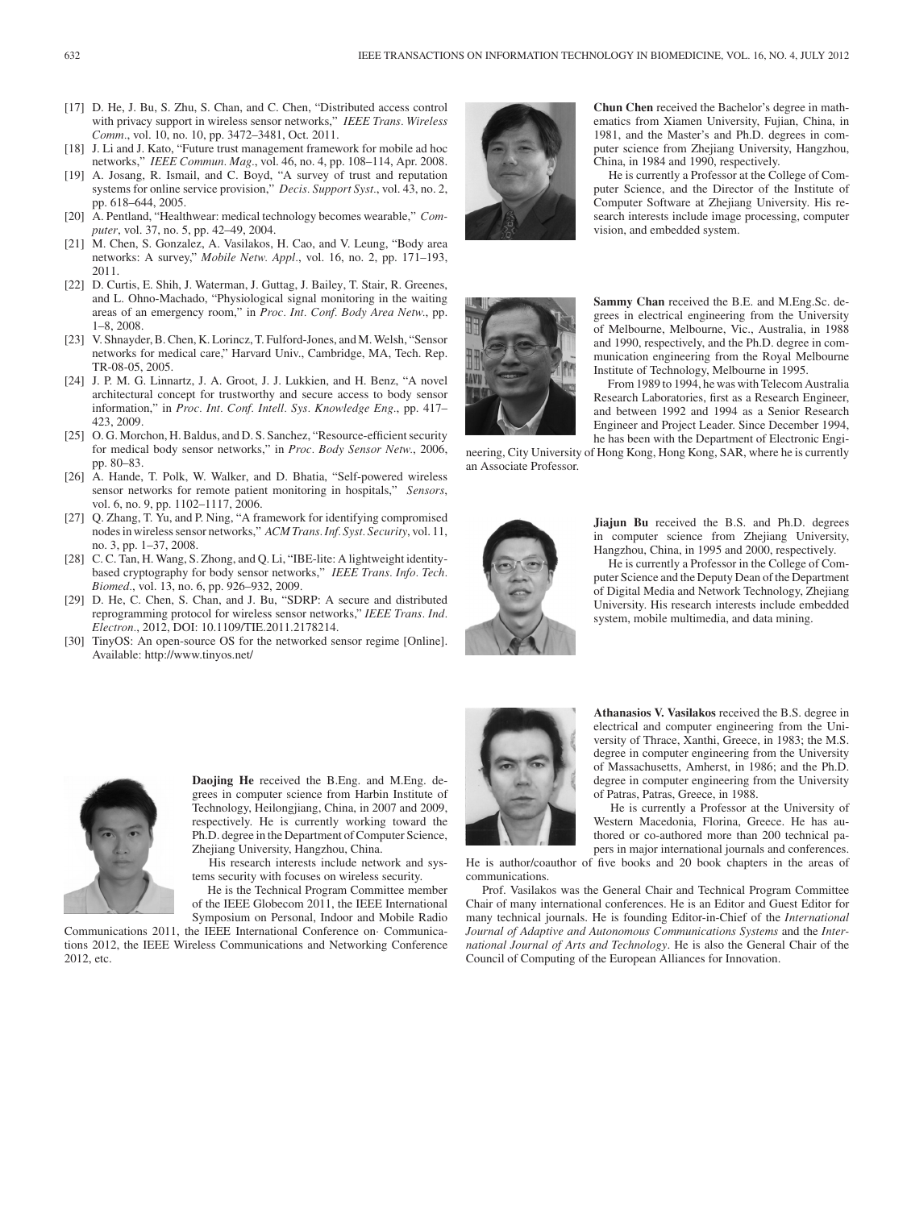[17] D. He, J. Bu, S. Zhu, S. Chan, and C. Chen, "Distributed access control with privacy support in wireless sensor networks," *IEEE Trans. Wireless Comm.*, vol. 10, no. 10, pp. 3472–3481, Oct. 2011.

[18] J. Li and J. Kato, "Future trust management framework for mobile ad hoc networks," *IEEE Commun. Mag.*, vol. 46, no. 4, pp. 108–114, Apr. 2008.

[19] A. Josang, R. Ismail, and C. Boyd, "A survey of trust and reputation systems for online service provision," *Decis. Support Syst.*, vol. 43, no. 2, pp. 618–644, 2005.

[20] A. Pentland, "Healthwear: medical technology becomes wearable," *Computer*, vol. 37, no. 5, pp. 42–49, 2004.

[21] M. Chen, S. Gonzalez, A. Vasilakos, H. Cao, and V. Leung, "Body area networks: A survey," *Mobile Netw. Appl.*, vol. 16, no. 2, pp. 171–193, 2011.

[22] D. Curtis, E. Shih, J. Waterman, J. Guttag, J. Bailey, T. Stair, R. Greenes, and L. Ohno-Machado, "Physiological signal monitoring in the waiting areas of an emergency room," in *Proc. Int. Conf. Body Area Netw.*, pp. 1–8, 2008.

[23] V. Shnayder, B. Chen, K. Lorincz, T. Fulford-Jones, and M. Welsh, "Sensor networks for medical care," Harvard Univ., Cambridge, MA, Tech. Rep. TR-08-05, 2005.

[24] J. P. M. G. Linnartz, J. A. Groot, J. J. Lukkien, and H. Benz, "A novel architectural concept for trustworthy and secure access to body sensor information," in *Proc. Int. Conf. Intell. Sys. Knowledge Eng.*, pp. 417–423, 2009.

[25] O. G. Morchon, H. Baldus, and D. S. Sanchez, "Resource-efficient security for medical body sensor networks," in *Proc. Body Sensor Netw.*, 2006, pp. 80–83.

[26] A. Hande, T. Polk, W. Walker, and D. Bhatia, "Self-powered wireless sensor networks for remote patient monitoring in hospitals," *Sensors*, vol. 6, no. 9, pp. 1102–1117, 2006.

[27] Q. Zhang, T. Yu, and P. Ning, "A framework for identifying compromised nodes in wireless sensor networks," *ACM Trans. Inf. Syst. Security*, vol. 11, no. 3, pp. 1–37, 2008.

[28] C. C. Tan, H. Wang, S. Zhong, and Q. Li, "IBE-lite: A lightweight identity-based cryptography for body sensor networks," *IEEE Trans. Info. Tech. Biomed.*, vol. 13, no. 6, pp. 926–932, 2009.

[29] D. He, C. Chen, S. Chan, and J. Bu, "SDRP: A secure and distributed reprogramming protocol for wireless sensor networks," *IEEE Trans. Ind. Electron.*, 2012, DOI: 10.1109/TIE.2011.2178214.

[30] TinyOS: An open-source OS for the networked sensor regime [Online]. Available: http://www.tinyos.net/

**Daojing He** received the B.Eng. and M.Eng. degrees in computer science from Harbin Institute of Technology, Heilongjiang, China, in 2007 and 2009, respectively. He is currently working toward the Ph.D. degree in the Department of Computer Science, Zhejiang University, Hangzhou, China.

His research interests include network and systems security with focuses on wireless security.

He is the Technical Program Committee member of the IEEE Globecom 2011, the IEEE International Symposium on Personal, Indoor and Mobile Radio Communications 2011, the IEEE International Conference on· Communications 2012, the IEEE Wireless Communications and Networking Conference 2012, etc.

**Chun Chen** received the Bachelor's degree in mathematics from Xiamen University, Fujian, China, in 1981, and the Master's and Ph.D. degrees in computer science from Zhejiang University, Hangzhou, China, in 1984 and 1990, respectively.

He is currently a Professor at the College of Computer Science, and the Director of the Institute of Computer Software at Zhejiang University. His research interests include image processing, computer vision, and embedded system.

**Sammy Chan** received the B.E. and M.Eng.Sc. degrees in electrical engineering from the University of Melbourne, Melbourne, Vic., Australia, in 1988 and 1990, respectively, and the Ph.D. degree in communication engineering from the Royal Melbourne Institute of Technology, Melbourne in 1995.

From 1989 to 1994, he was with Telecom Australia Research Laboratories, first as a Research Engineer, and between 1992 and 1994 as a Senior Research Engineer and Project Leader. Since December 1994, he has been with the Department of Electronic Engineering, City University of Hong Kong, Hong Kong, SAR, where he is currently an Associate Professor.

**Jiajun Bu** received the B.S. and Ph.D. degrees in computer science from Zhejiang University, Hangzhou, China, in 1995 and 2000, respectively.

He is currently a Professor in the College of Computer Science and the Deputy Dean of the Department of Digital Media and Network Technology, Zhejiang University. His research interests include embedded system, mobile multimedia, and data mining.

**Athanasios V. Vasilakos** received the B.S. degree in electrical and computer engineering from the University of Thrace, Xanthi, Greece, in 1983; the M.S. degree in computer engineering from the University of Massachusetts, Amherst, in 1986; and the Ph.D. degree in computer engineering from the University of Patras, Patras, Greece, in 1988.

He is currently a Professor at the University of Western Macedonia, Florina, Greece. He has authored or co-authored more than 200 technical papers in major international journals and conferences. He is author/coauthor of five books and 20 book chapters in the areas of communications.

Prof. Vasilakos was the General Chair and Technical Program Committee Chair of many international conferences. He is an Editor and Guest Editor for many technical journals. He is founding Editor-in-Chief of the *International Journal of Adaptive and Autonomous Communications Systems* and the *International Journal of Arts and Technology*. He is also the General Chair of the Council of Computing of the European Alliances for Innovation.